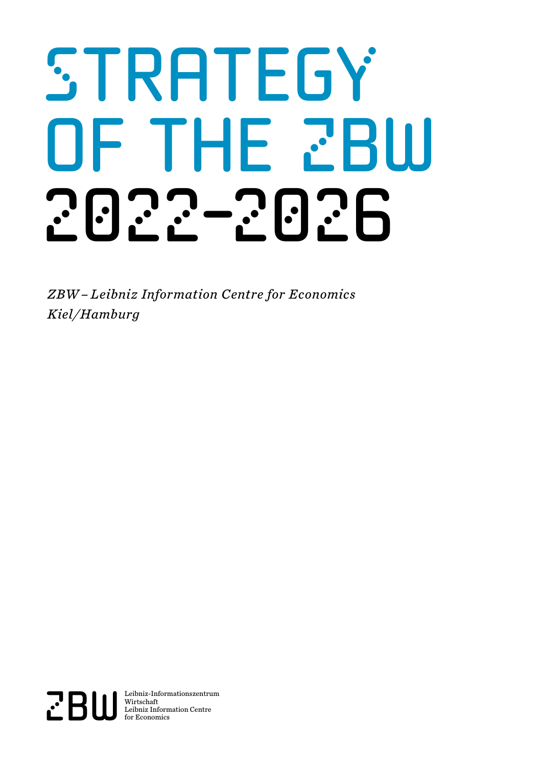# STRATEGY OF THE ZBW 2022–2026

*ZBW – Leibniz Information Centre for Economics*
*Kiel/Hamburg*

ZBW Leibniz-Informationszentrum Wirtschaft
Leibniz Information Centre for Economics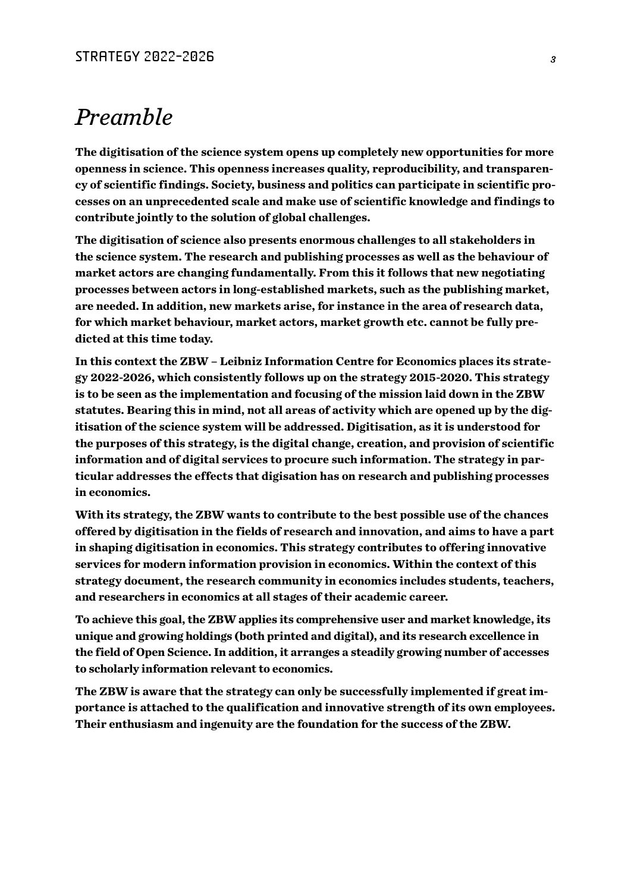# *Preamble*

**The digitisation of the science system opens up completely new opportunities for more openness in science. This openness increases quality, reproducibility, and transparency of scientific findings. Society, business and politics can participate in scientific processes on an unprecedented scale and make use of scientific knowledge and findings to contribute jointly to the solution of global challenges.**

**The digitisation of science also presents enormous challenges to all stakeholders in the science system. The research and publishing processes as well as the behaviour of market actors are changing fundamentally. From this it follows that new negotiating processes between actors in long-established markets, such as the publishing market, are needed. In addition, new markets arise, for instance in the area of research data, for which market behaviour, market actors, market growth etc. cannot be fully predicted at this time today.**

**In this context the ZBW – Leibniz Information Centre for Economics places its strategy 2022-2026, which consistently follows up on the strategy 2015-2020. This strategy is to be seen as the implementation and focusing of the mission laid down in the ZBW statutes. Bearing this in mind, not all areas of activity which are opened up by the digitisation of the science system will be addressed. Digitisation, as it is understood for the purposes of this strategy, is the digital change, creation, and provision of scientific information and of digital services to procure such information. The strategy in particular addresses the effects that digisation has on research and publishing processes in economics.**

**With its strategy, the ZBW wants to contribute to the best possible use of the chances offered by digitisation in the fields of research and innovation, and aims to have a part in shaping digitisation in economics. This strategy contributes to offering innovative services for modern information provision in economics. Within the context of this strategy document, the research community in economics includes students, teachers, and researchers in economics at all stages of their academic career.**

**To achieve this goal, the ZBW applies its comprehensive user and market knowledge, its unique and growing holdings (both printed and digital), and its research excellence in the field of Open Science. In addition, it arranges a steadily growing number of accesses to scholarly information relevant to economics.**

**The ZBW is aware that the strategy can only be successfully implemented if great importance is attached to the qualification and innovative strength of its own employees. Their enthusiasm and ingenuity are the foundation for the success of the ZBW.**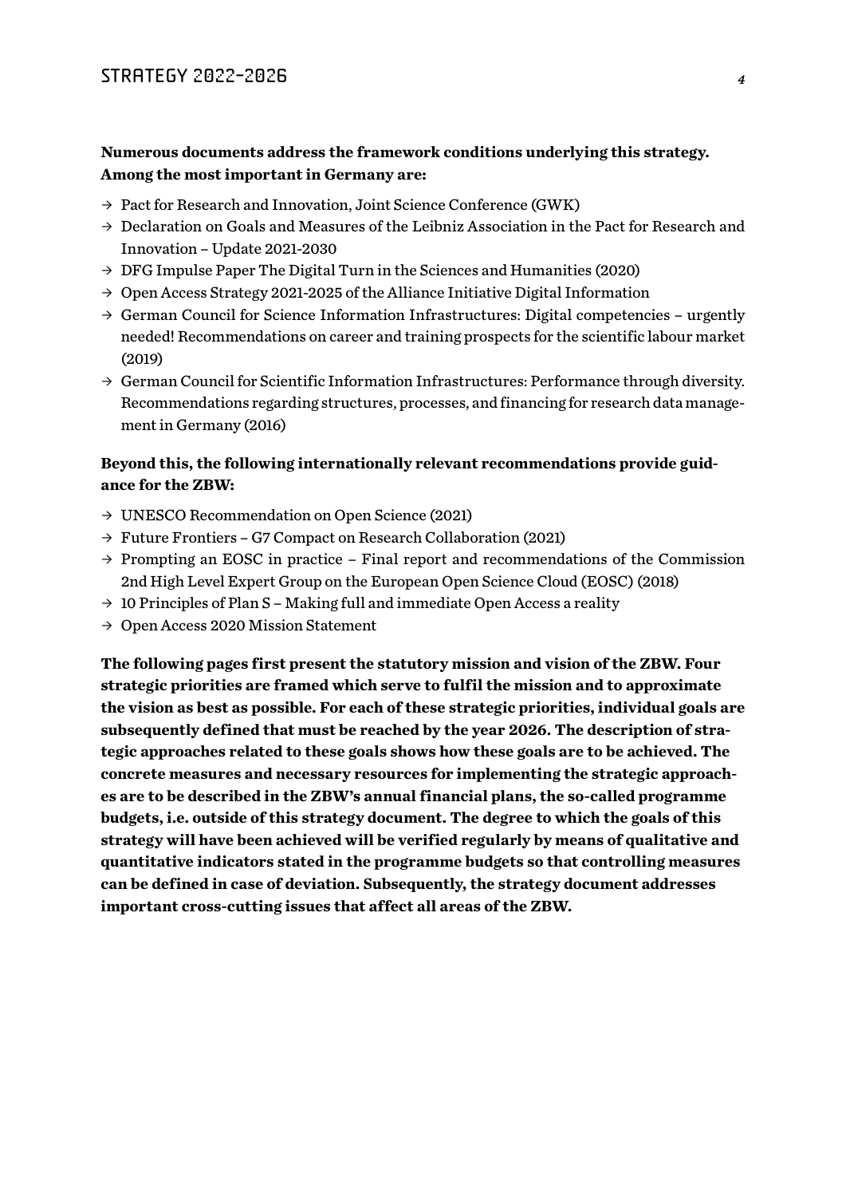**Numerous documents address the framework conditions underlying this strategy. Among the most important in Germany are:**

- → Pact for Research and Innovation, Joint Science Conference (GWK)
- → Declaration on Goals and Measures of the Leibniz Association in the Pact for Research and Innovation – Update 2021-2030
- → DFG Impulse Paper The Digital Turn in the Sciences and Humanities (2020)
- → Open Access Strategy 2021-2025 of the Alliance Initiative Digital Information
- → German Council for Science Information Infrastructures: Digital competencies – urgently needed! Recommendations on career and training prospects for the scientific labour market (2019)
- → German Council for Scientific Information Infrastructures: Performance through diversity. Recommendations regarding structures, processes, and financing for research data management in Germany (2016)

**Beyond this, the following internationally relevant recommendations provide guidance for the ZBW:**

- → UNESCO Recommendation on Open Science (2021)
- → Future Frontiers – G7 Compact on Research Collaboration (2021)
- → Prompting an EOSC in practice – Final report and recommendations of the Commission 2nd High Level Expert Group on the European Open Science Cloud (EOSC) (2018)
- → 10 Principles of Plan S – Making full and immediate Open Access a reality
- → Open Access 2020 Mission Statement

**The following pages first present the statutory mission and vision of the ZBW. Four strategic priorities are framed which serve to fulfil the mission and to approximate the vision as best as possible. For each of these strategic priorities, individual goals are subsequently defined that must be reached by the year 2026. The description of strategic approaches related to these goals shows how these goals are to be achieved. The concrete measures and necessary resources for implementing the strategic approaches are to be described in the ZBW's annual financial plans, the so-called programme budgets, i.e. outside of this strategy document. The degree to which the goals of this strategy will have been achieved will be verified regularly by means of qualitative and quantitative indicators stated in the programme budgets so that controlling measures can be defined in case of deviation. Subsequently, the strategy document addresses important cross-cutting issues that affect all areas of the ZBW.**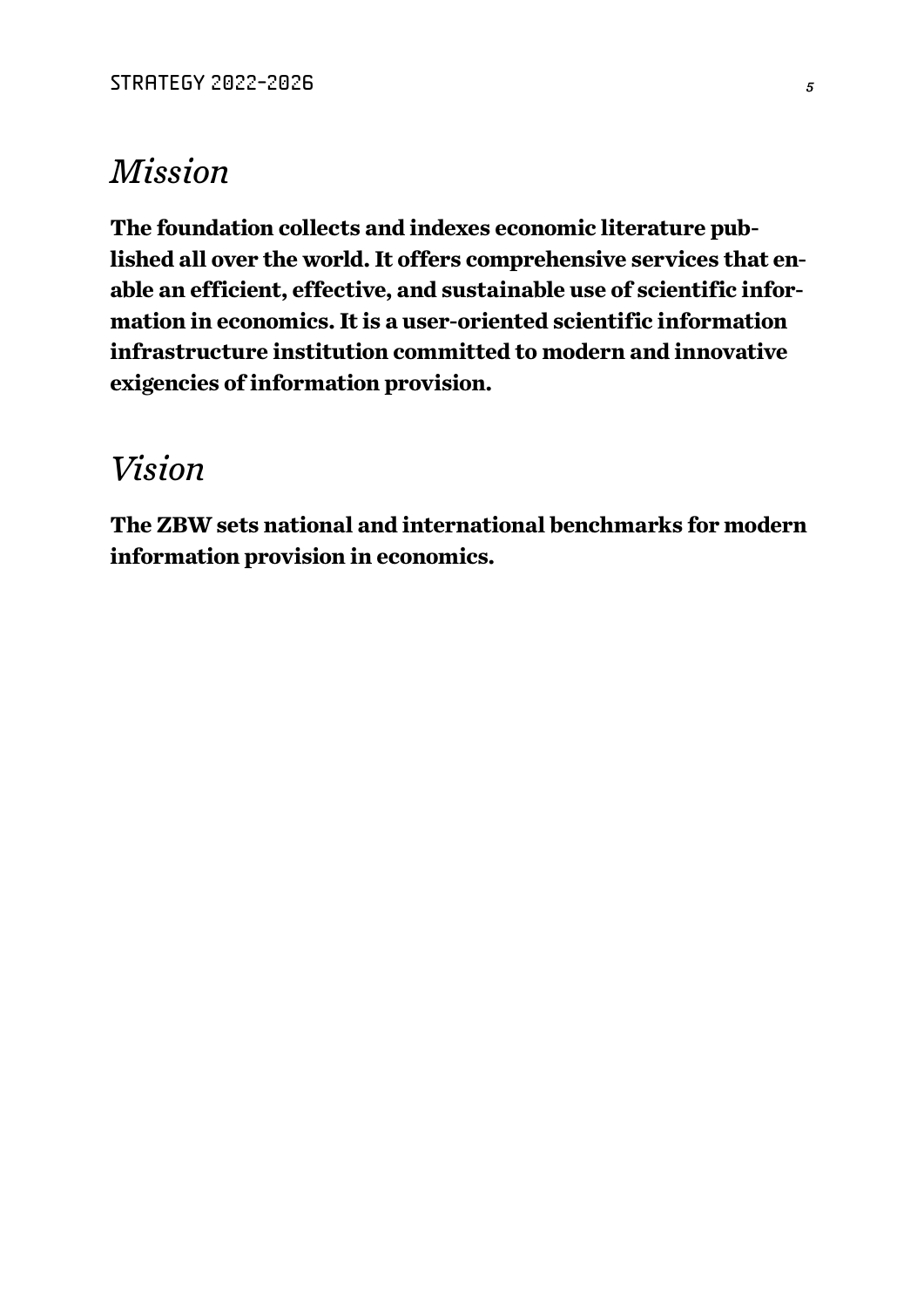## *Mission*

**The foundation collects and indexes economic literature published all over the world. It offers comprehensive services that enable an efficient, effective, and sustainable use of scientific information in economics. It is a user-oriented scientific information infrastructure institution committed to modern and innovative exigencies of information provision.**

## *Vision*

**The ZBW sets national and international benchmarks for modern information provision in economics.**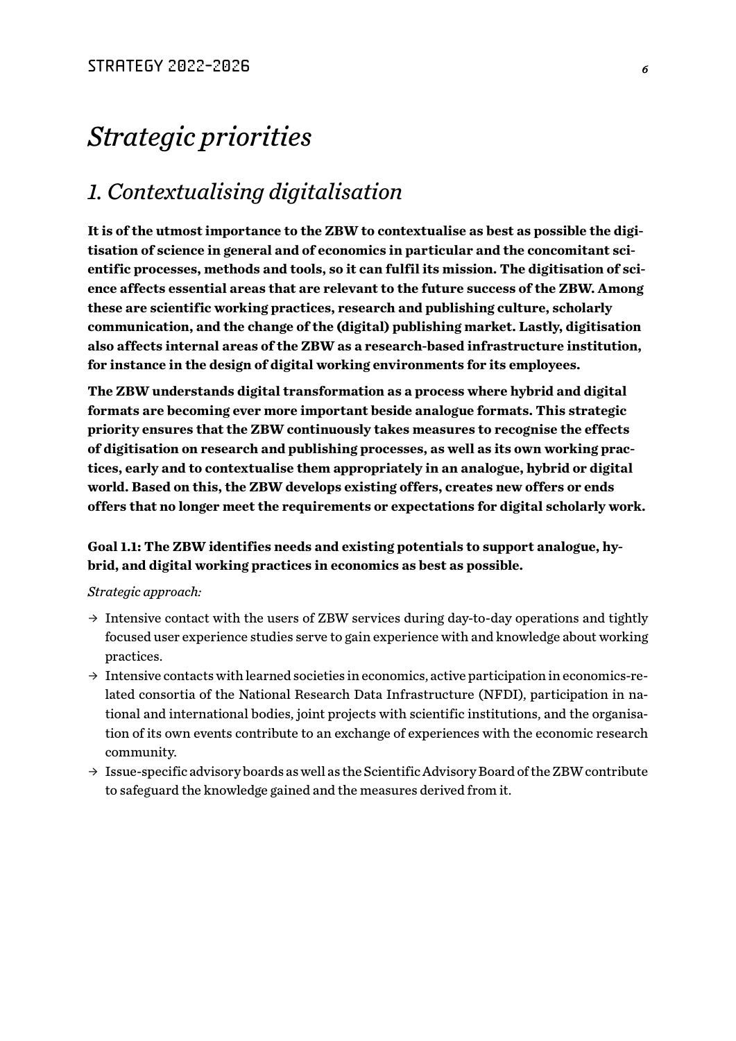# *Strategic priorities*

## *1. Contextualising digitalisation*

**It is of the utmost importance to the ZBW to contextualise as best as possible the digitisation of science in general and of economics in particular and the concomitant scientific processes, methods and tools, so it can fulfil its mission. The digitisation of science affects essential areas that are relevant to the future success of the ZBW. Among these are scientific working practices, research and publishing culture, scholarly communication, and the change of the (digital) publishing market. Lastly, digitisation also affects internal areas of the ZBW as a research-based infrastructure institution, for instance in the design of digital working environments for its employees.**

**The ZBW understands digital transformation as a process where hybrid and digital formats are becoming ever more important beside analogue formats. This strategic priority ensures that the ZBW continuously takes measures to recognise the effects of digitisation on research and publishing processes, as well as its own working practices, early and to contextualise them appropriately in an analogue, hybrid or digital world. Based on this, the ZBW develops existing offers, creates new offers or ends offers that no longer meet the requirements or expectations for digital scholarly work.**

**Goal 1.1: The ZBW identifies needs and existing potentials to support analogue, hybrid, and digital working practices in economics as best as possible.**

*Strategic approach:*

- → Intensive contact with the users of ZBW services during day-to-day operations and tightly focused user experience studies serve to gain experience with and knowledge about working practices.
- → Intensive contacts with learned societies in economics, active participation in economics-related consortia of the National Research Data Infrastructure (NFDI), participation in national and international bodies, joint projects with scientific institutions, and the organisation of its own events contribute to an exchange of experiences with the economic research community.
- → Issue-specific advisory boards as well as the Scientific Advisory Board of the ZBW contribute to safeguard the knowledge gained and the measures derived from it.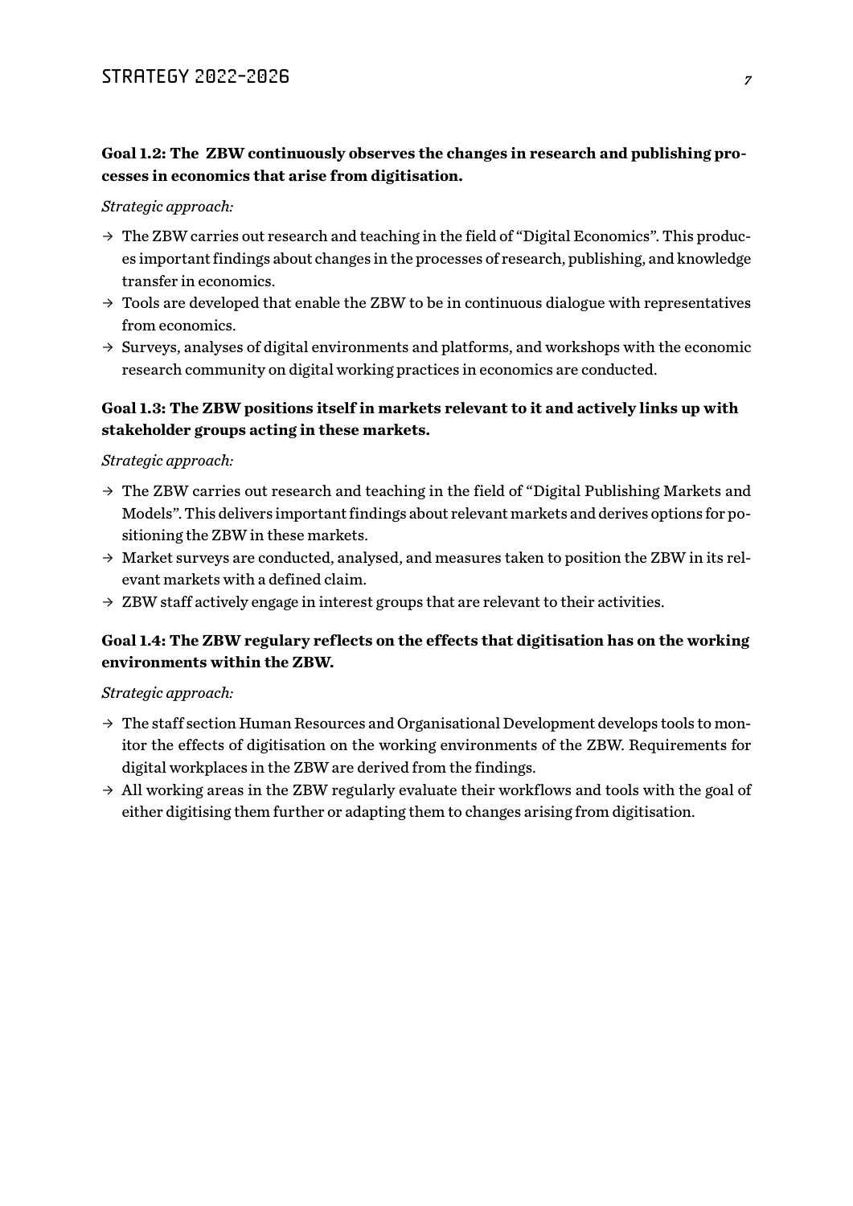**Goal 1.2: The ZBW continuously observes the changes in research and publishing processes in economics that arise from digitisation.**

*Strategic approach:*

→ The ZBW carries out research and teaching in the field of "Digital Economics". This produces important findings about changes in the processes of research, publishing, and knowledge transfer in economics.

→ Tools are developed that enable the ZBW to be in continuous dialogue with representatives from economics.

→ Surveys, analyses of digital environments and platforms, and workshops with the economic research community on digital working practices in economics are conducted.

**Goal 1.3: The ZBW positions itself in markets relevant to it and actively links up with stakeholder groups acting in these markets.**

*Strategic approach:*

→ The ZBW carries out research and teaching in the field of "Digital Publishing Markets and Models". This delivers important findings about relevant markets and derives options for positioning the ZBW in these markets.

→ Market surveys are conducted, analysed, and measures taken to position the ZBW in its relevant markets with a defined claim.

→ ZBW staff actively engage in interest groups that are relevant to their activities.

**Goal 1.4: The ZBW regulary reflects on the effects that digitisation has on the working environments within the ZBW.**

*Strategic approach:*

→ The staff section Human Resources and Organisational Development develops tools to monitor the effects of digitisation on the working environments of the ZBW. Requirements for digital workplaces in the ZBW are derived from the findings.

→ All working areas in the ZBW regularly evaluate their workflows and tools with the goal of either digitising them further or adapting them to changes arising from digitisation.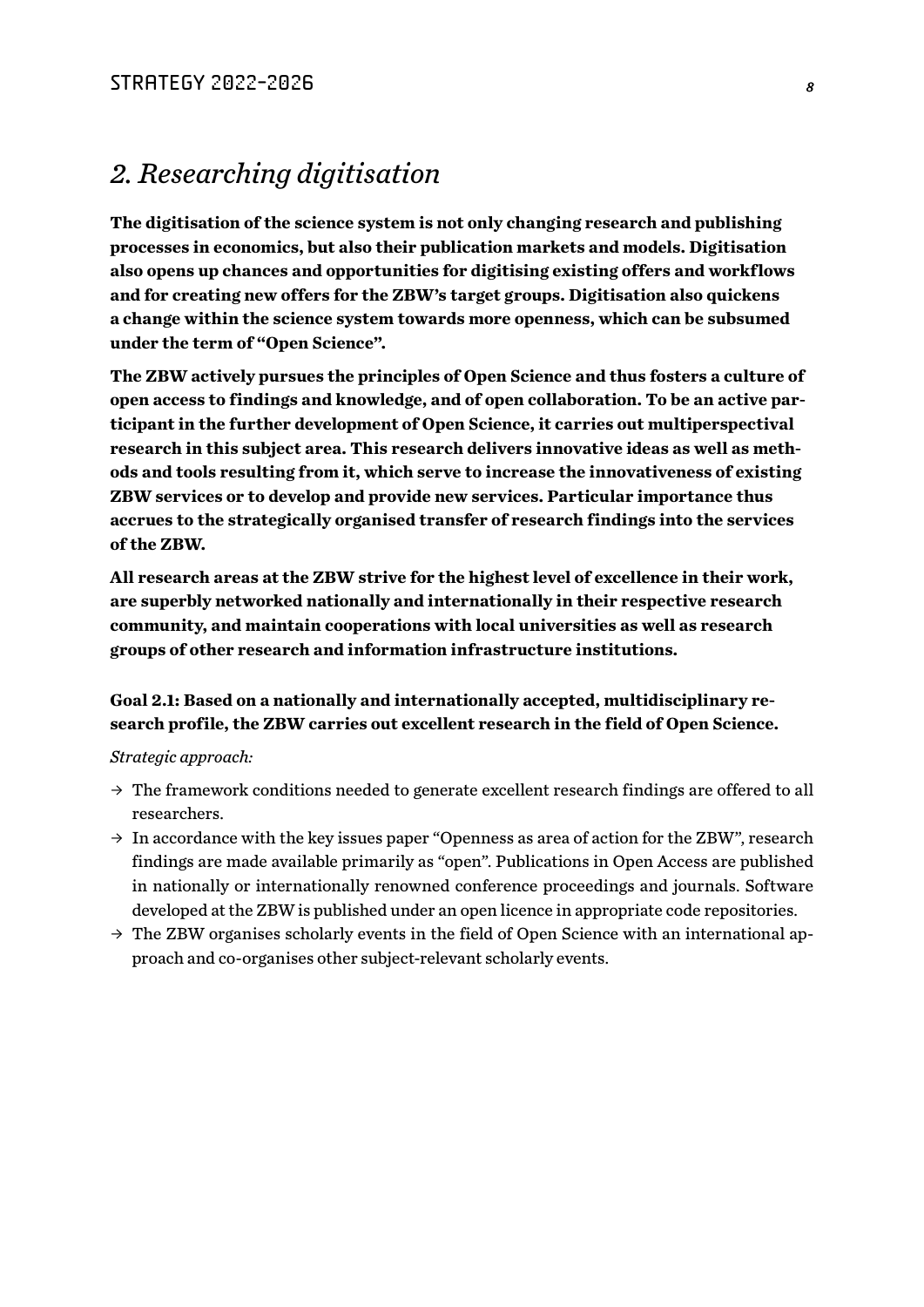## *2. Researching digitisation*

**The digitisation of the science system is not only changing research and publishing processes in economics, but also their publication markets and models. Digitisation also opens up chances and opportunities for digitising existing offers and workflows and for creating new offers for the ZBW's target groups. Digitisation also quickens a change within the science system towards more openness, which can be subsumed under the term of "Open Science".**

**The ZBW actively pursues the principles of Open Science and thus fosters a culture of open access to findings and knowledge, and of open collaboration. To be an active participant in the further development of Open Science, it carries out multiperspectival research in this subject area. This research delivers innovative ideas as well as methods and tools resulting from it, which serve to increase the innovativeness of existing ZBW services or to develop and provide new services. Particular importance thus accrues to the strategically organised transfer of research findings into the services of the ZBW.**

**All research areas at the ZBW strive for the highest level of excellence in their work, are superbly networked nationally and internationally in their respective research community, and maintain cooperations with local universities as well as research groups of other research and information infrastructure institutions.**

**Goal 2.1: Based on a nationally and internationally accepted, multidisciplinary research profile, the ZBW carries out excellent research in the field of Open Science.**

*Strategic approach:*

- → The framework conditions needed to generate excellent research findings are offered to all researchers.
- → In accordance with the key issues paper "Openness as area of action for the ZBW", research findings are made available primarily as "open". Publications in Open Access are published in nationally or internationally renowned conference proceedings and journals. Software developed at the ZBW is published under an open licence in appropriate code repositories.
- → The ZBW organises scholarly events in the field of Open Science with an international approach and co-organises other subject-relevant scholarly events.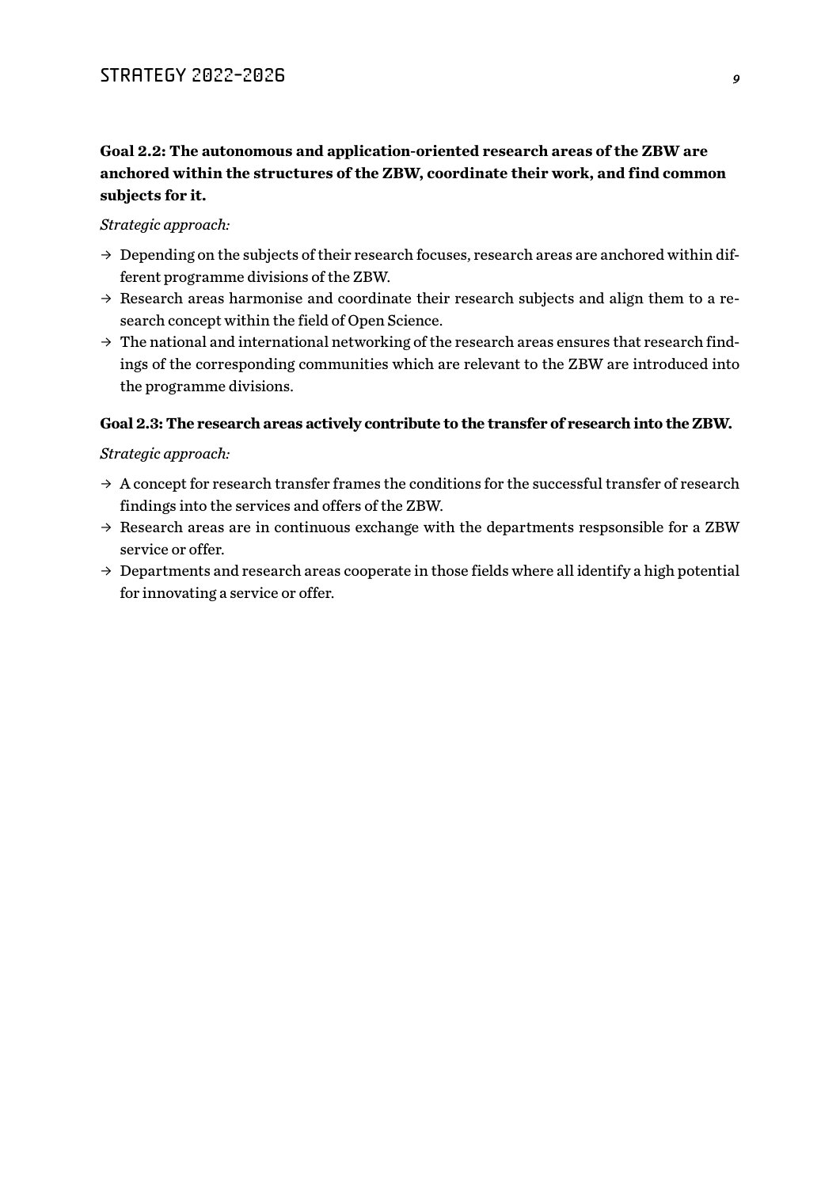**Goal 2.2: The autonomous and application-oriented research areas of the ZBW are anchored within the structures of the ZBW, coordinate their work, and find common subjects for it.**

*Strategic approach:*

- → Depending on the subjects of their research focuses, research areas are anchored within different programme divisions of the ZBW.
- → Research areas harmonise and coordinate their research subjects and align them to a research concept within the field of Open Science.
- → The national and international networking of the research areas ensures that research findings of the corresponding communities which are relevant to the ZBW are introduced into the programme divisions.

**Goal 2.3: The research areas actively contribute to the transfer of research into the ZBW.**

*Strategic approach:*

- → A concept for research transfer frames the conditions for the successful transfer of research findings into the services and offers of the ZBW.
- → Research areas are in continuous exchange with the departments respsonsible for a ZBW service or offer.
- → Departments and research areas cooperate in those fields where all identify a high potential for innovating a service or offer.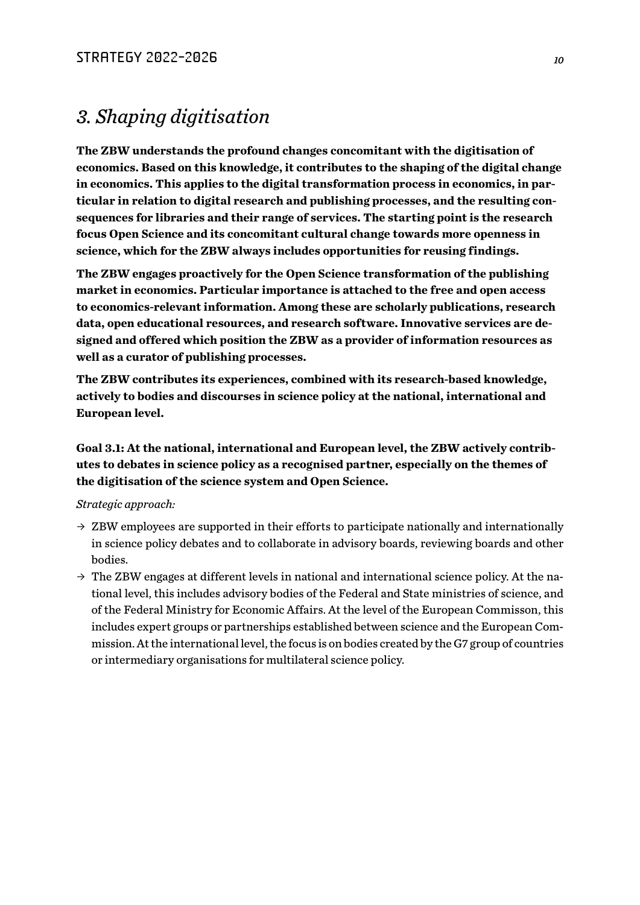# *3. Shaping digitisation*

**The ZBW understands the profound changes concomitant with the digitisation of economics. Based on this knowledge, it contributes to the shaping of the digital change in economics. This applies to the digital transformation process in economics, in particular in relation to digital research and publishing processes, and the resulting consequences for libraries and their range of services. The starting point is the research focus Open Science and its concomitant cultural change towards more openness in science, which for the ZBW always includes opportunities for reusing findings.**

**The ZBW engages proactively for the Open Science transformation of the publishing market in economics. Particular importance is attached to the free and open access to economics-relevant information. Among these are scholarly publications, research data, open educational resources, and research software. Innovative services are designed and offered which position the ZBW as a provider of information resources as well as a curator of publishing processes.**

**The ZBW contributes its experiences, combined with its research-based knowledge, actively to bodies and discourses in science policy at the national, international and European level.**

**Goal 3.1: At the national, international and European level, the ZBW actively contributes to debates in science policy as a recognised partner, especially on the themes of the digitisation of the science system and Open Science.**

*Strategic approach:*

- → ZBW employees are supported in their efforts to participate nationally and internationally in science policy debates and to collaborate in advisory boards, reviewing boards and other bodies.
- → The ZBW engages at different levels in national and international science policy. At the national level, this includes advisory bodies of the Federal and State ministries of science, and of the Federal Ministry for Economic Affairs. At the level of the European Commisson, this includes expert groups or partnerships established between science and the European Commission. At the international level, the focus is on bodies created by the G7 group of countries or intermediary organisations for multilateral science policy.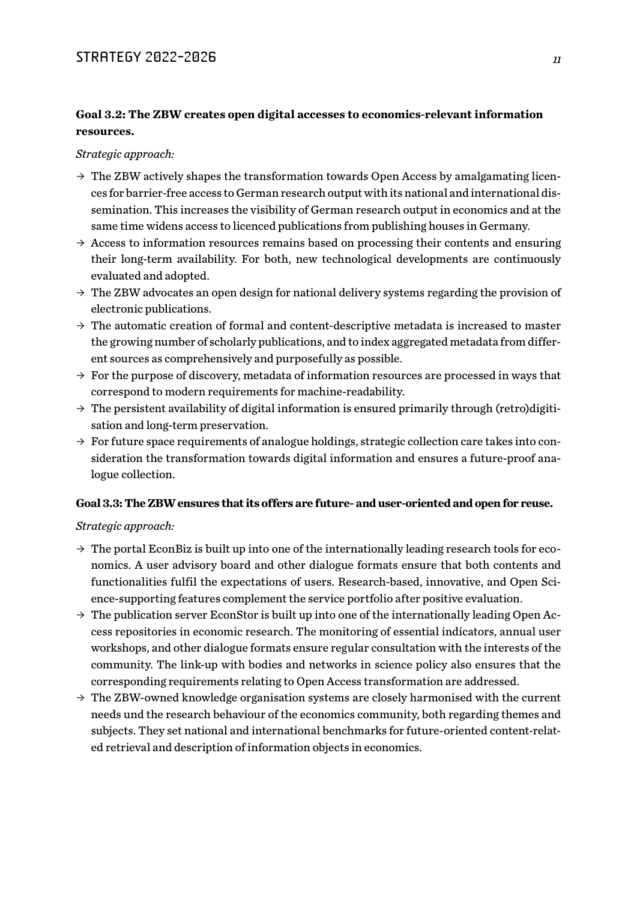**Goal 3.2: The ZBW creates open digital accesses to economics-relevant information resources.**

*Strategic approach:*

- → The ZBW actively shapes the transformation towards Open Access by amalgamating licences for barrier-free access to German research output with its national and international dissemination. This increases the visibility of German research output in economics and at the same time widens access to licenced publications from publishing houses in Germany.
- → Access to information resources remains based on processing their contents and ensuring their long-term availability. For both, new technological developments are continuously evaluated and adopted.
- → The ZBW advocates an open design for national delivery systems regarding the provision of electronic publications.
- → The automatic creation of formal and content-descriptive metadata is increased to master the growing number of scholarly publications, and to index aggregated metadata from different sources as comprehensively and purposefully as possible.
- → For the purpose of discovery, metadata of information resources are processed in ways that correspond to modern requirements for machine-readability.
- → The persistent availability of digital information is ensured primarily through (retro)digitisation and long-term preservation.
- → For future space requirements of analogue holdings, strategic collection care takes into consideration the transformation towards digital information and ensures a future-proof analogue collection.

**Goal 3.3: The ZBW ensures that its offers are future- and user-oriented and open for reuse.**

*Strategic approach:*

- → The portal EconBiz is built up into one of the internationally leading research tools for economics. A user advisory board and other dialogue formats ensure that both contents and functionalities fulfil the expectations of users. Research-based, innovative, and Open Science-supporting features complement the service portfolio after positive evaluation.
- → The publication server EconStor is built up into one of the internationally leading Open Access repositories in economic research. The monitoring of essential indicators, annual user workshops, and other dialogue formats ensure regular consultation with the interests of the community. The link-up with bodies and networks in science policy also ensures that the corresponding requirements relating to Open Access transformation are addressed.
- → The ZBW-owned knowledge organisation systems are closely harmonised with the current needs und the research behaviour of the economics community, both regarding themes and subjects. They set national and international benchmarks for future-oriented content-related retrieval and description of information objects in economics.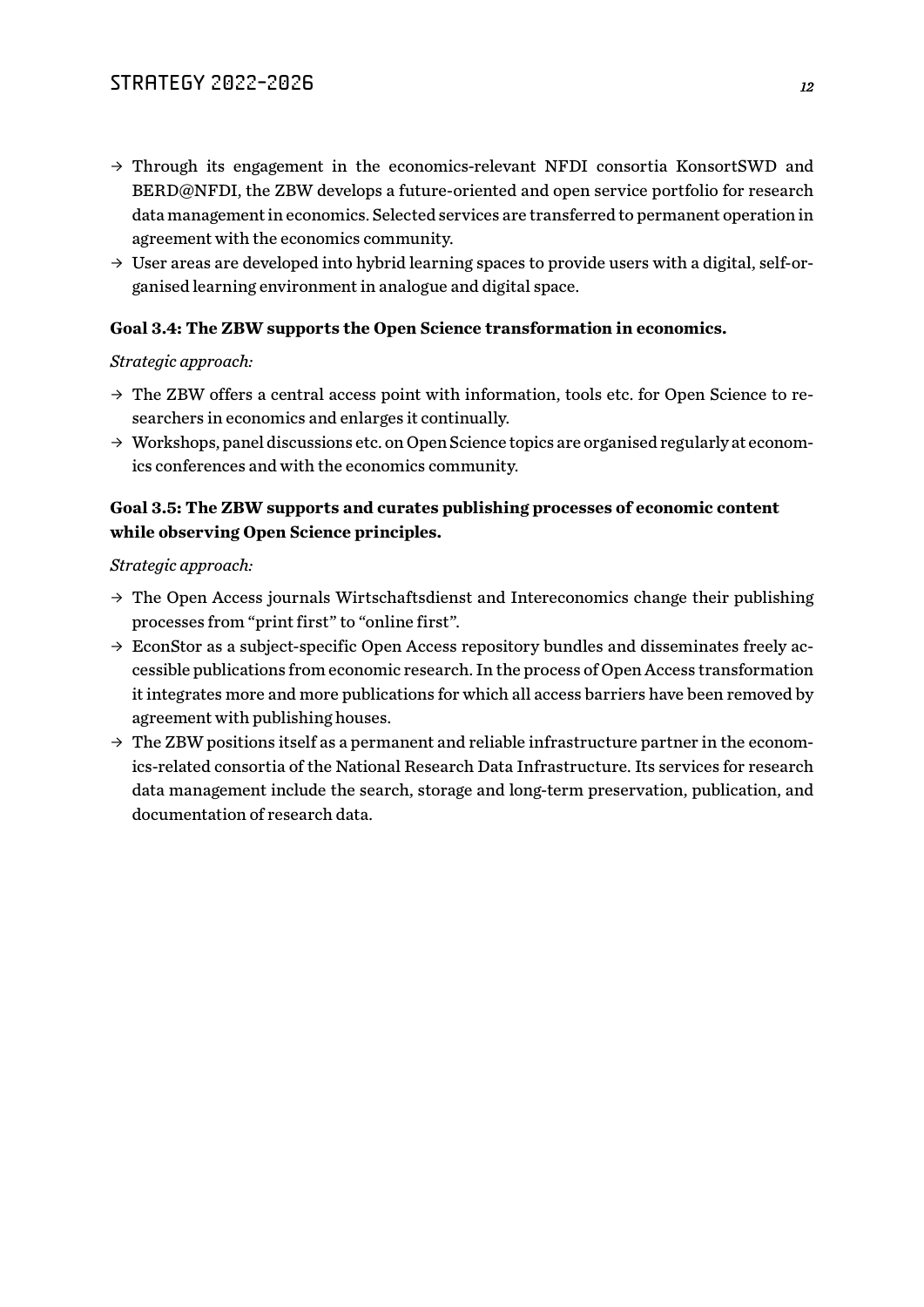→ Through its engagement in the economics-relevant NFDI consortia KonsortSWD and BERD@NFDI, the ZBW develops a future-oriented and open service portfolio for research data management in economics. Selected services are transferred to permanent operation in agreement with the economics community.

→ User areas are developed into hybrid learning spaces to provide users with a digital, self-organised learning environment in analogue and digital space.

**Goal 3.4: The ZBW supports the Open Science transformation in economics.**

*Strategic approach:*

→ The ZBW offers a central access point with information, tools etc. for Open Science to researchers in economics and enlarges it continually.

→ Workshops, panel discussions etc. on Open Science topics are organised regularly at economics conferences and with the economics community.

**Goal 3.5: The ZBW supports and curates publishing processes of economic content while observing Open Science principles.**

*Strategic approach:*

→ The Open Access journals Wirtschaftsdienst and Intereconomics change their publishing processes from "print first" to "online first".

→ EconStor as a subject-specific Open Access repository bundles and disseminates freely accessible publications from economic research. In the process of Open Access transformation it integrates more and more publications for which all access barriers have been removed by agreement with publishing houses.

→ The ZBW positions itself as a permanent and reliable infrastructure partner in the economics-related consortia of the National Research Data Infrastructure. Its services for research data management include the search, storage and long-term preservation, publication, and documentation of research data.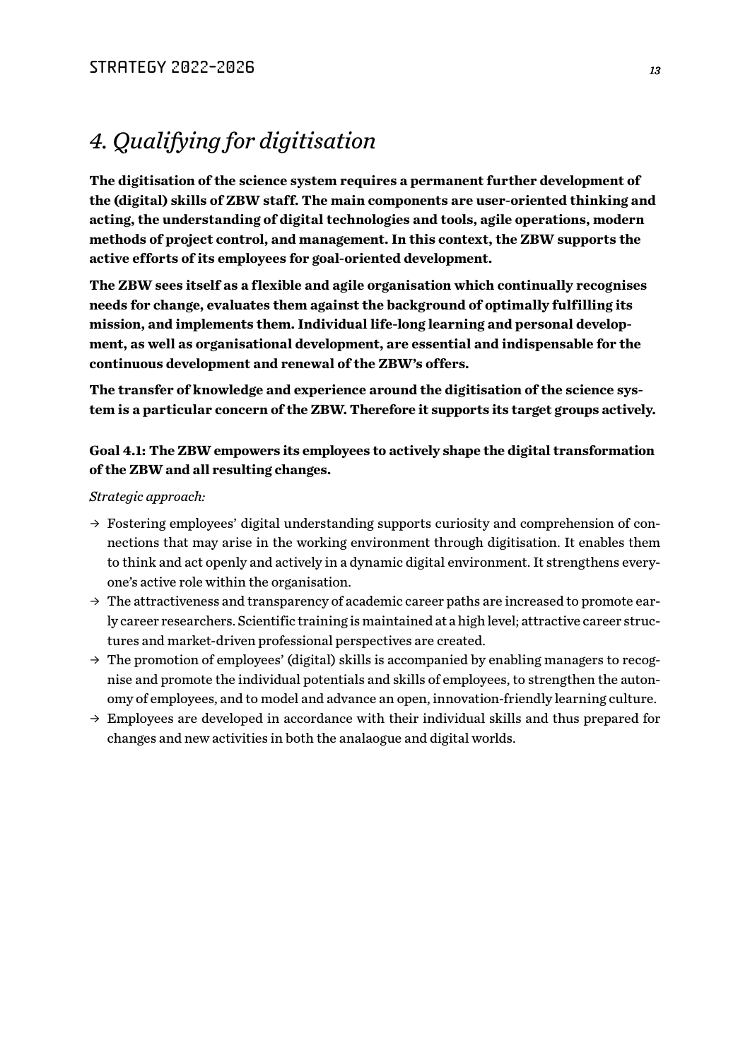# *4. Qualifying for digitisation*

**The digitisation of the science system requires a permanent further development of the (digital) skills of ZBW staff. The main components are user-oriented thinking and acting, the understanding of digital technologies and tools, agile operations, modern methods of project control, and management. In this context, the ZBW supports the active efforts of its employees for goal-oriented development.**

**The ZBW sees itself as a flexible and agile organisation which continually recognises needs for change, evaluates them against the background of optimally fulfilling its mission, and implements them. Individual life-long learning and personal development, as well as organisational development, are essential and indispensable for the continuous development and renewal of the ZBW's offers.**

**The transfer of knowledge and experience around the digitisation of the science system is a particular concern of the ZBW. Therefore it supports its target groups actively.**

**Goal 4.1: The ZBW empowers its employees to actively shape the digital transformation of the ZBW and all resulting changes.**

*Strategic approach:*

- → Fostering employees' digital understanding supports curiosity and comprehension of connections that may arise in the working environment through digitisation. It enables them to think and act openly and actively in a dynamic digital environment. It strengthens everyone's active role within the organisation.
- → The attractiveness and transparency of academic career paths are increased to promote early career researchers. Scientific training is maintained at a high level; attractive career structures and market-driven professional perspectives are created.
- → The promotion of employees' (digital) skills is accompanied by enabling managers to recognise and promote the individual potentials and skills of employees, to strengthen the autonomy of employees, and to model and advance an open, innovation-friendly learning culture.
- → Employees are developed in accordance with their individual skills and thus prepared for changes and new activities in both the analaogue and digital worlds.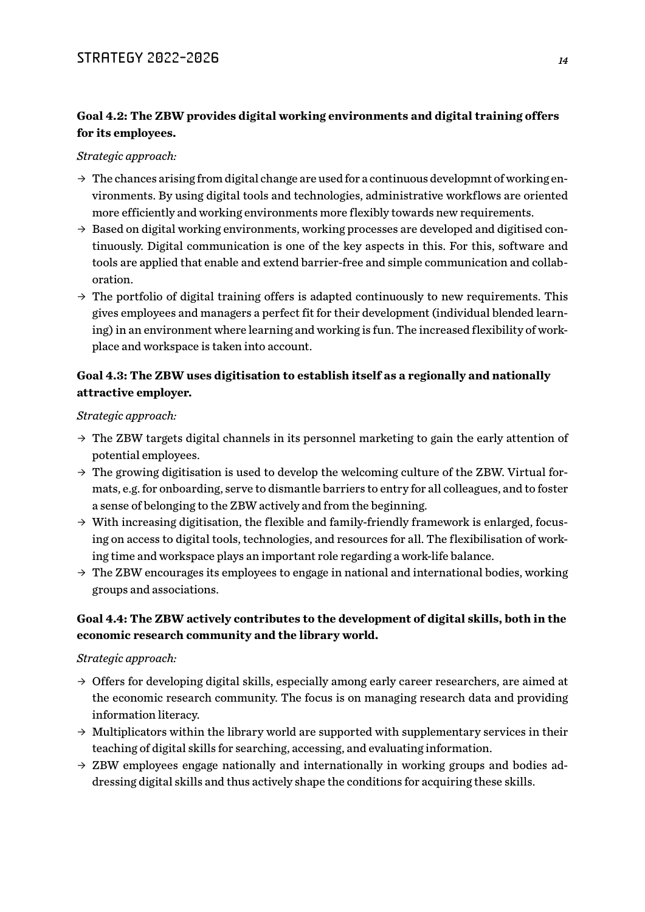**Goal 4.2: The ZBW provides digital working environments and digital training offers for its employees.**

*Strategic approach:*

→ The chances arising from digital change are used for a continuous developmnt of working environments. By using digital tools and technologies, administrative workflows are oriented more efficiently and working environments more flexibly towards new requirements.

→ Based on digital working environments, working processes are developed and digitised continuously. Digital communication is one of the key aspects in this. For this, software and tools are applied that enable and extend barrier-free and simple communication and collaboration.

→ The portfolio of digital training offers is adapted continuously to new requirements. This gives employees and managers a perfect fit for their development (individual blended learning) in an environment where learning and working is fun. The increased flexibility of workplace and workspace is taken into account.

**Goal 4.3: The ZBW uses digitisation to establish itself as a regionally and nationally attractive employer.**

*Strategic approach:*

→ The ZBW targets digital channels in its personnel marketing to gain the early attention of potential employees.

→ The growing digitisation is used to develop the welcoming culture of the ZBW. Virtual formats, e.g. for onboarding, serve to dismantle barriers to entry for all colleagues, and to foster a sense of belonging to the ZBW actively and from the beginning.

→ With increasing digitisation, the flexible and family-friendly framework is enlarged, focusing on access to digital tools, technologies, and resources for all. The flexibilisation of working time and workspace plays an important role regarding a work-life balance.

→ The ZBW encourages its employees to engage in national and international bodies, working groups and associations.

**Goal 4.4: The ZBW actively contributes to the development of digital skills, both in the economic research community and the library world.**

*Strategic approach:*

→ Offers for developing digital skills, especially among early career researchers, are aimed at the economic research community. The focus is on managing research data and providing information literacy.

→ Multiplicators within the library world are supported with supplementary services in their teaching of digital skills for searching, accessing, and evaluating information.

→ ZBW employees engage nationally and internationally in working groups and bodies addressing digital skills and thus actively shape the conditions for acquiring these skills.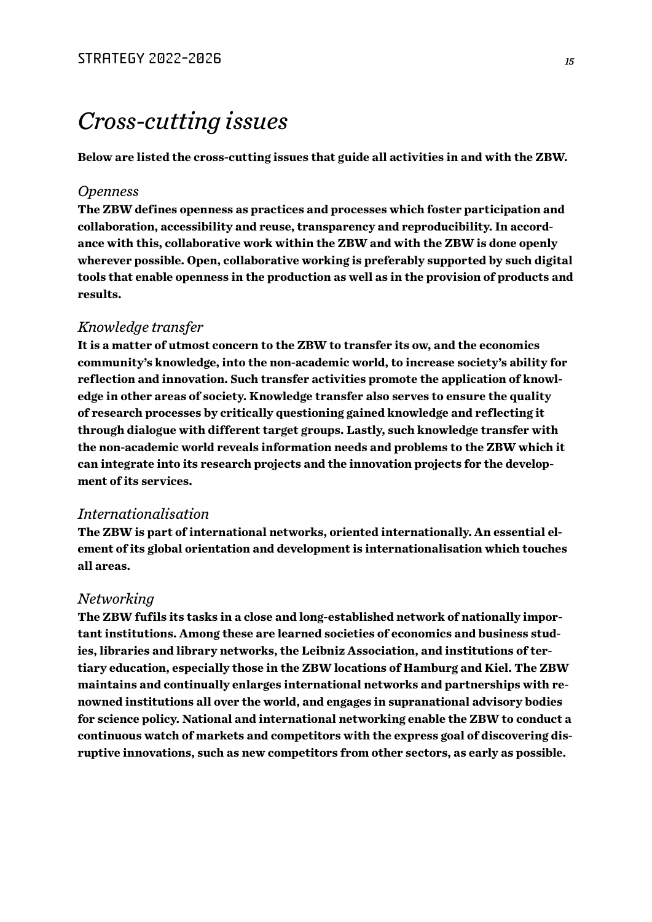# *Cross-cutting issues*

**Below are listed the cross-cutting issues that guide all activities in and with the ZBW.**

### *Openness*

**The ZBW defines openness as practices and processes which foster participation and collaboration, accessibility and reuse, transparency and reproducibility. In accordance with this, collaborative work within the ZBW and with the ZBW is done openly wherever possible. Open, collaborative working is preferably supported by such digital tools that enable openness in the production as well as in the provision of products and results.**

### *Knowledge transfer*

**It is a matter of utmost concern to the ZBW to transfer its ow, and the economics community's knowledge, into the non-academic world, to increase society's ability for reflection and innovation. Such transfer activities promote the application of knowledge in other areas of society. Knowledge transfer also serves to ensure the quality of research processes by critically questioning gained knowledge and reflecting it through dialogue with different target groups. Lastly, such knowledge transfer with the non-academic world reveals information needs and problems to the ZBW which it can integrate into its research projects and the innovation projects for the development of its services.**

### *Internationalisation*

**The ZBW is part of international networks, oriented internationally. An essential element of its global orientation and development is internationalisation which touches all areas.**

### *Networking*

**The ZBW fufils its tasks in a close and long-established network of nationally important institutions. Among these are learned societies of economics and business studies, libraries and library networks, the Leibniz Association, and institutions of tertiary education, especially those in the ZBW locations of Hamburg and Kiel. The ZBW maintains and continually enlarges international networks and partnerships with renowned institutions all over the world, and engages in supranational advisory bodies for science policy. National and international networking enable the ZBW to conduct a continuous watch of markets and competitors with the express goal of discovering disruptive innovations, such as new competitors from other sectors, as early as possible.**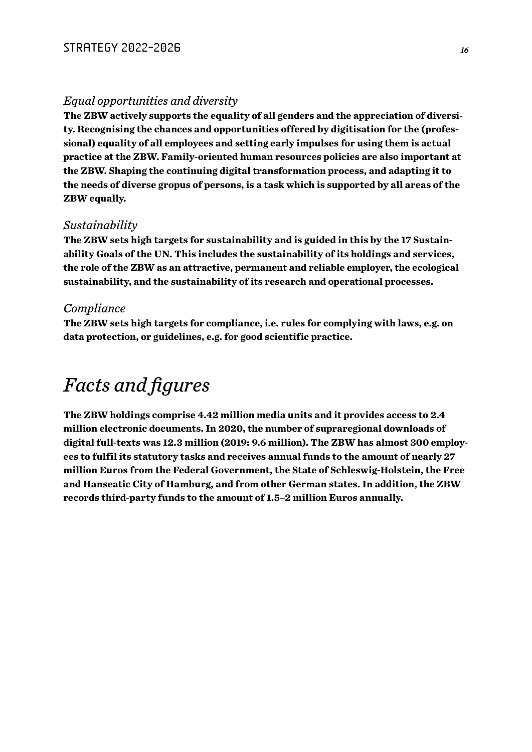### *Equal opportunities and diversity*

**The ZBW actively supports the equality of all genders and the appreciation of diversity. Recognising the chances and opportunities offered by digitisation for the (professional) equality of all employees and setting early impulses for using them is actual practice at the ZBW. Family-oriented human resources policies are also important at the ZBW. Shaping the continuing digital transformation process, and adapting it to the needs of diverse gropus of persons, is a task which is supported by all areas of the ZBW equally.**

### *Sustainability*

**The ZBW sets high targets for sustainability and is guided in this by the 17 Sustainability Goals of the UN. This includes the sustainability of its holdings and services, the role of the ZBW as an attractive, permanent and reliable employer, the ecological sustainability, and the sustainability of its research and operational processes.**

### *Compliance*

**The ZBW sets high targets for compliance, i.e. rules for complying with laws, e.g. on data protection, or guidelines, e.g. for good scientific practice.**

# *Facts and figures*

**The ZBW holdings comprise 4.42 million media units and it provides access to 2.4 million electronic documents. In 2020, the number of supraregional downloads of digital full-texts was 12.3 million (2019: 9.6 million). The ZBW has almost 300 employees to fulfil its statutory tasks and receives annual funds to the amount of nearly 27 million Euros from the Federal Government, the State of Schleswig-Holstein, the Free and Hanseatic City of Hamburg, and from other German states. In addition, the ZBW records third-party funds to the amount of 1.5–2 million Euros annually.**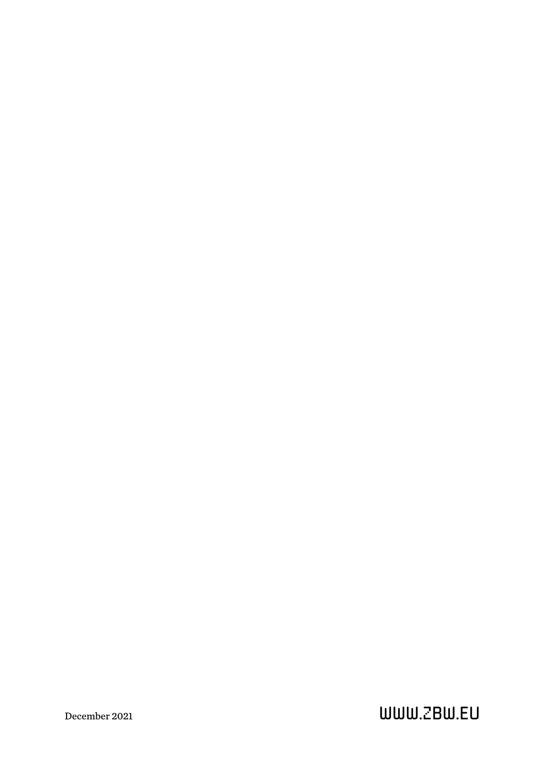December 2021

WWW.ZBW.EU